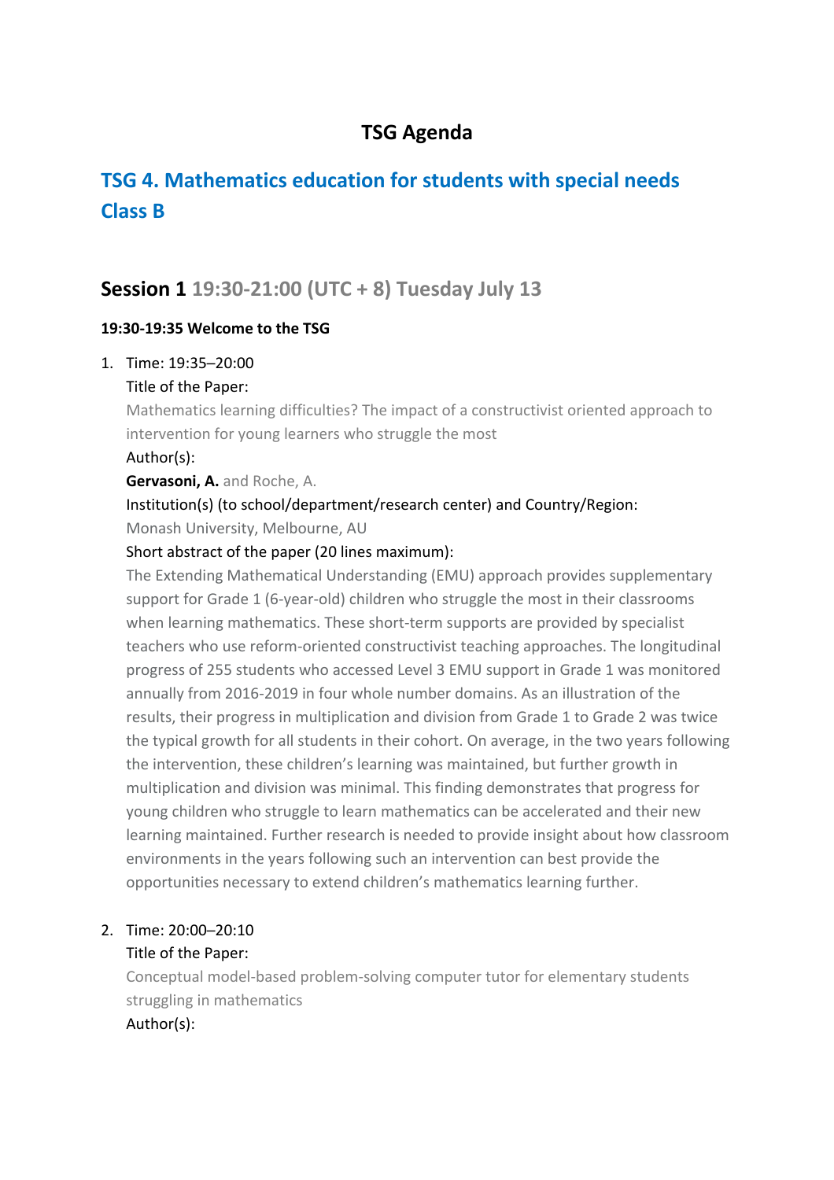# TSG Agenda

## TSG 4. Mathematics education for students with special needs Class B

## Session 1 19:30-21:00 (UTC + 8) Tuesday July 13

**19:30-19:35 Welcome to the TSG**

1. Time: 19:35–20:00

   Title of the Paper:

   Mathematics learning difficulties? The impact of a constructivist oriented approach to intervention for young learners who struggle the most

   Author(s):

   **Gervasoni, A.** and Roche, A.

   Institution(s) (to school/department/research center) and Country/Region:

   Monash University, Melbourne, AU

   Short abstract of the paper (20 lines maximum):

   The Extending Mathematical Understanding (EMU) approach provides supplementary support for Grade 1 (6-year-old) children who struggle the most in their classrooms when learning mathematics. These short-term supports are provided by specialist teachers who use reform-oriented constructivist teaching approaches. The longitudinal progress of 255 students who accessed Level 3 EMU support in Grade 1 was monitored annually from 2016-2019 in four whole number domains. As an illustration of the results, their progress in multiplication and division from Grade 1 to Grade 2 was twice the typical growth for all students in their cohort. On average, in the two years following the intervention, these children's learning was maintained, but further growth in multiplication and division was minimal. This finding demonstrates that progress for young children who struggle to learn mathematics can be accelerated and their new learning maintained. Further research is needed to provide insight about how classroom environments in the years following such an intervention can best provide the opportunities necessary to extend children's mathematics learning further.

2. Time: 20:00–20:10

   Title of the Paper:

   Conceptual model-based problem-solving computer tutor for elementary students struggling in mathematics

   Author(s):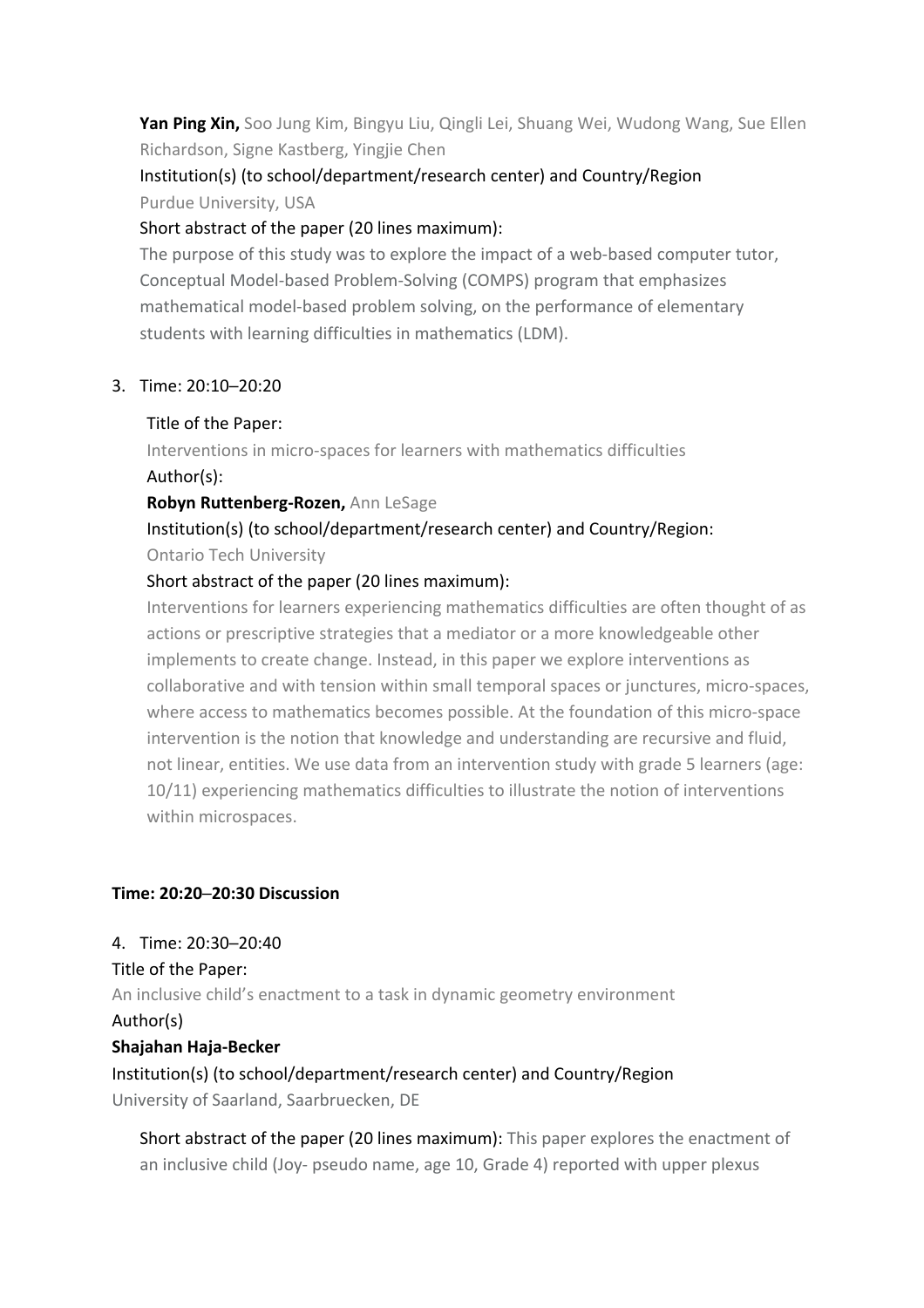**Yan Ping Xin,** Soo Jung Kim, Bingyu Liu, Qingli Lei, Shuang Wei, Wudong Wang, Sue Ellen Richardson, Signe Kastberg, Yingjie Chen

Institution(s) (to school/department/research center) and Country/Region

Purdue University, USA

Short abstract of the paper (20 lines maximum):

The purpose of this study was to explore the impact of a web-based computer tutor, Conceptual Model-based Problem-Solving (COMPS) program that emphasizes mathematical model-based problem solving, on the performance of elementary students with learning difficulties in mathematics (LDM).

3. Time: 20:10–20:20

Title of the Paper:

Interventions in micro-spaces for learners with mathematics difficulties

Author(s):

**Robyn Ruttenberg-Rozen,** Ann LeSage

Institution(s) (to school/department/research center) and Country/Region:

Ontario Tech University

Short abstract of the paper (20 lines maximum):

Interventions for learners experiencing mathematics difficulties are often thought of as actions or prescriptive strategies that a mediator or a more knowledgeable other implements to create change. Instead, in this paper we explore interventions as collaborative and with tension within small temporal spaces or junctures, micro-spaces, where access to mathematics becomes possible. At the foundation of this micro-space intervention is the notion that knowledge and understanding are recursive and fluid, not linear, entities. We use data from an intervention study with grade 5 learners (age: 10/11) experiencing mathematics difficulties to illustrate the notion of interventions within microspaces.

**Time: 20:20–20:30 Discussion**

4. Time: 20:30–20:40

Title of the Paper:

An inclusive child's enactment to a task in dynamic geometry environment

Author(s)

**Shajahan Haja-Becker**

Institution(s) (to school/department/research center) and Country/Region

University of Saarland, Saarbruecken, DE

Short abstract of the paper (20 lines maximum): This paper explores the enactment of an inclusive child (Joy- pseudo name, age 10, Grade 4) reported with upper plexus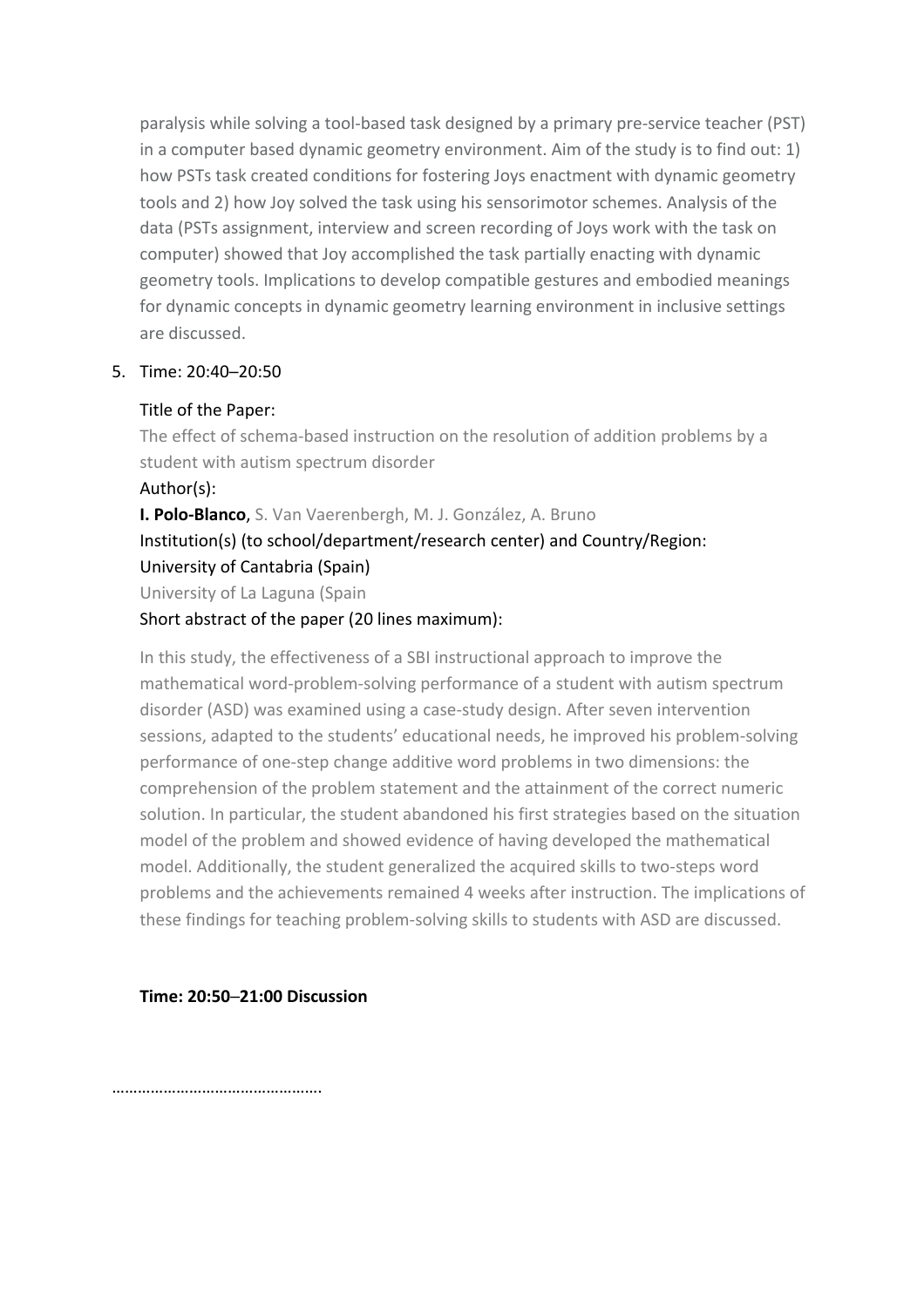paralysis while solving a tool-based task designed by a primary pre-service teacher (PST) in a computer based dynamic geometry environment. Aim of the study is to find out: 1) how PSTs task created conditions for fostering Joys enactment with dynamic geometry tools and 2) how Joy solved the task using his sensorimotor schemes. Analysis of the data (PSTs assignment, interview and screen recording of Joys work with the task on computer) showed that Joy accomplished the task partially enacting with dynamic geometry tools. Implications to develop compatible gestures and embodied meanings for dynamic concepts in dynamic geometry learning environment in inclusive settings are discussed.

5. Time: 20:40–20:50

   Title of the Paper:

   The effect of schema-based instruction on the resolution of addition problems by a student with autism spectrum disorder

   Author(s):

   **I. Polo-Blanco**, S. Van Vaerenbergh, M. J. González, A. Bruno

   Institution(s) (to school/department/research center) and Country/Region:

   University of Cantabria (Spain)

   University of La Laguna (Spain

   Short abstract of the paper (20 lines maximum):

   In this study, the effectiveness of a SBI instructional approach to improve the mathematical word-problem-solving performance of a student with autism spectrum disorder (ASD) was examined using a case-study design. After seven intervention sessions, adapted to the students' educational needs, he improved his problem-solving performance of one-step change additive word problems in two dimensions: the comprehension of the problem statement and the attainment of the correct numeric solution. In particular, the student abandoned his first strategies based on the situation model of the problem and showed evidence of having developed the mathematical model. Additionally, the student generalized the acquired skills to two-steps word problems and the achievements remained 4 weeks after instruction. The implications of these findings for teaching problem-solving skills to students with ASD are discussed.

   **Time: 20:50–21:00 Discussion**

………………………………………….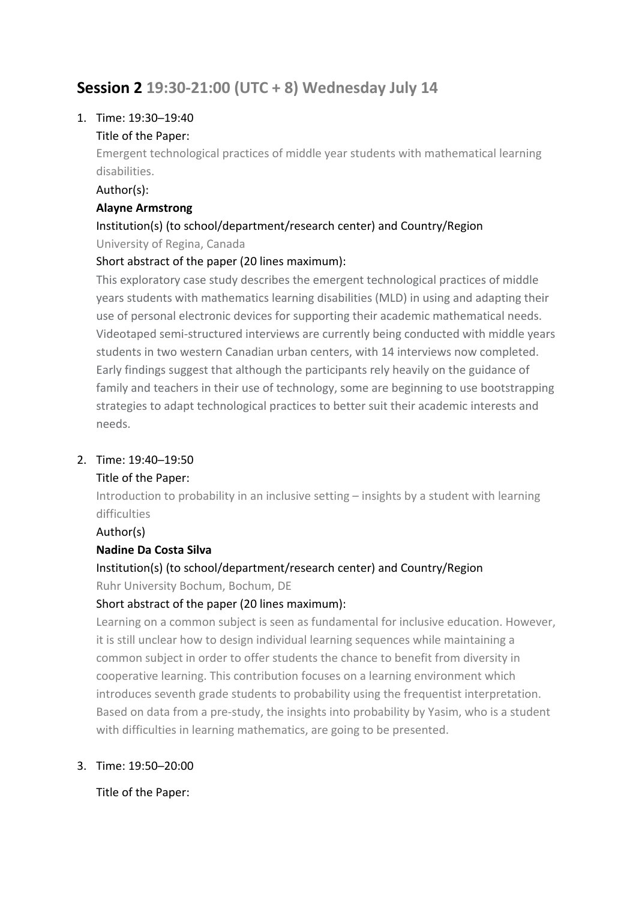## **Session 2** 19:30-21:00 (UTC + 8) Wednesday July 14

1. Time: 19:30–19:40

   Title of the Paper:

   Emergent technological practices of middle year students with mathematical learning disabilities.

   Author(s):

   **Alayne Armstrong**

   Institution(s) (to school/department/research center) and Country/Region

   University of Regina, Canada

   Short abstract of the paper (20 lines maximum):

   This exploratory case study describes the emergent technological practices of middle years students with mathematics learning disabilities (MLD) in using and adapting their use of personal electronic devices for supporting their academic mathematical needs. Videotaped semi-structured interviews are currently being conducted with middle years students in two western Canadian urban centers, with 14 interviews now completed. Early findings suggest that although the participants rely heavily on the guidance of family and teachers in their use of technology, some are beginning to use bootstrapping strategies to adapt technological practices to better suit their academic interests and needs.

2. Time: 19:40–19:50

   Title of the Paper:

   Introduction to probability in an inclusive setting – insights by a student with learning difficulties

   Author(s)

   **Nadine Da Costa Silva**

   Institution(s) (to school/department/research center) and Country/Region

   Ruhr University Bochum, Bochum, DE

   Short abstract of the paper (20 lines maximum):

   Learning on a common subject is seen as fundamental for inclusive education. However, it is still unclear how to design individual learning sequences while maintaining a common subject in order to offer students the chance to benefit from diversity in cooperative learning. This contribution focuses on a learning environment which introduces seventh grade students to probability using the frequentist interpretation. Based on data from a pre-study, the insights into probability by Yasim, who is a student with difficulties in learning mathematics, are going to be presented.

3. Time: 19:50–20:00

   Title of the Paper: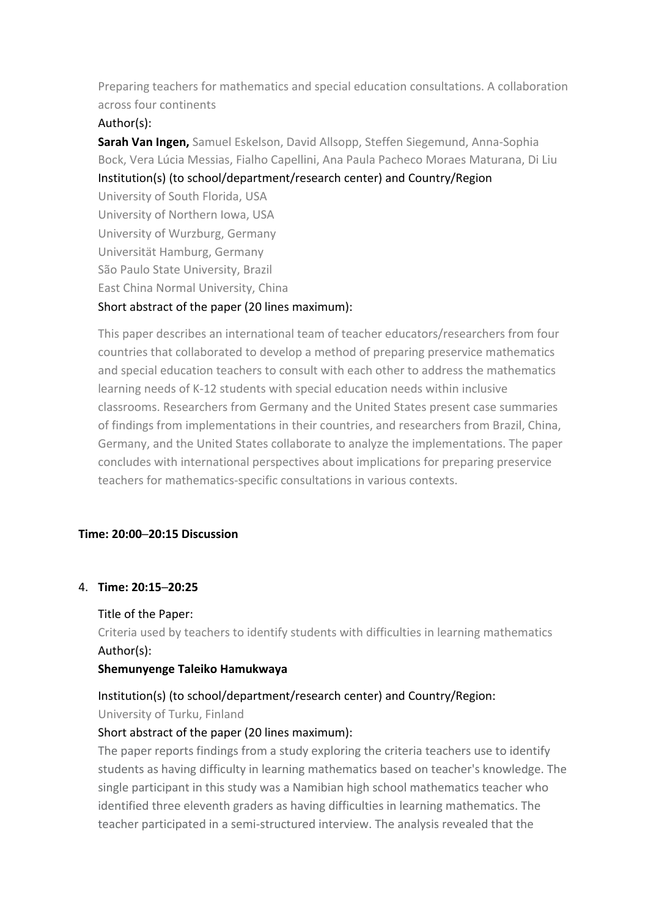Preparing teachers for mathematics and special education consultations. A collaboration across four continents

Author(s):

**Sarah Van Ingen,** Samuel Eskelson, David Allsopp, Steffen Siegemund, Anna-Sophia Bock, Vera Lúcia Messias, Fialho Capellini, Ana Paula Pacheco Moraes Maturana, Di Liu

Institution(s) (to school/department/research center) and Country/Region

University of South Florida, USA
University of Northern Iowa, USA
University of Wurzburg, Germany
Universität Hamburg, Germany
São Paulo State University, Brazil
East China Normal University, China

Short abstract of the paper (20 lines maximum):

This paper describes an international team of teacher educators/researchers from four countries that collaborated to develop a method of preparing preservice mathematics and special education teachers to consult with each other to address the mathematics learning needs of K-12 students with special education needs within inclusive classrooms. Researchers from Germany and the United States present case summaries of findings from implementations in their countries, and researchers from Brazil, China, Germany, and the United States collaborate to analyze the implementations. The paper concludes with international perspectives about implications for preparing preservice teachers for mathematics-specific consultations in various contexts.

**Time: 20:00–20:15 Discussion**

4. **Time: 20:15–20:25**

   Title of the Paper:

   Criteria used by teachers to identify students with difficulties in learning mathematics

   Author(s):

   **Shemunyenge Taleiko Hamukwaya**

   Institution(s) (to school/department/research center) and Country/Region:

   University of Turku, Finland

   Short abstract of the paper (20 lines maximum):

   The paper reports findings from a study exploring the criteria teachers use to identify students as having difficulty in learning mathematics based on teacher's knowledge. The single participant in this study was a Namibian high school mathematics teacher who identified three eleventh graders as having difficulties in learning mathematics. The teacher participated in a semi-structured interview. The analysis revealed that the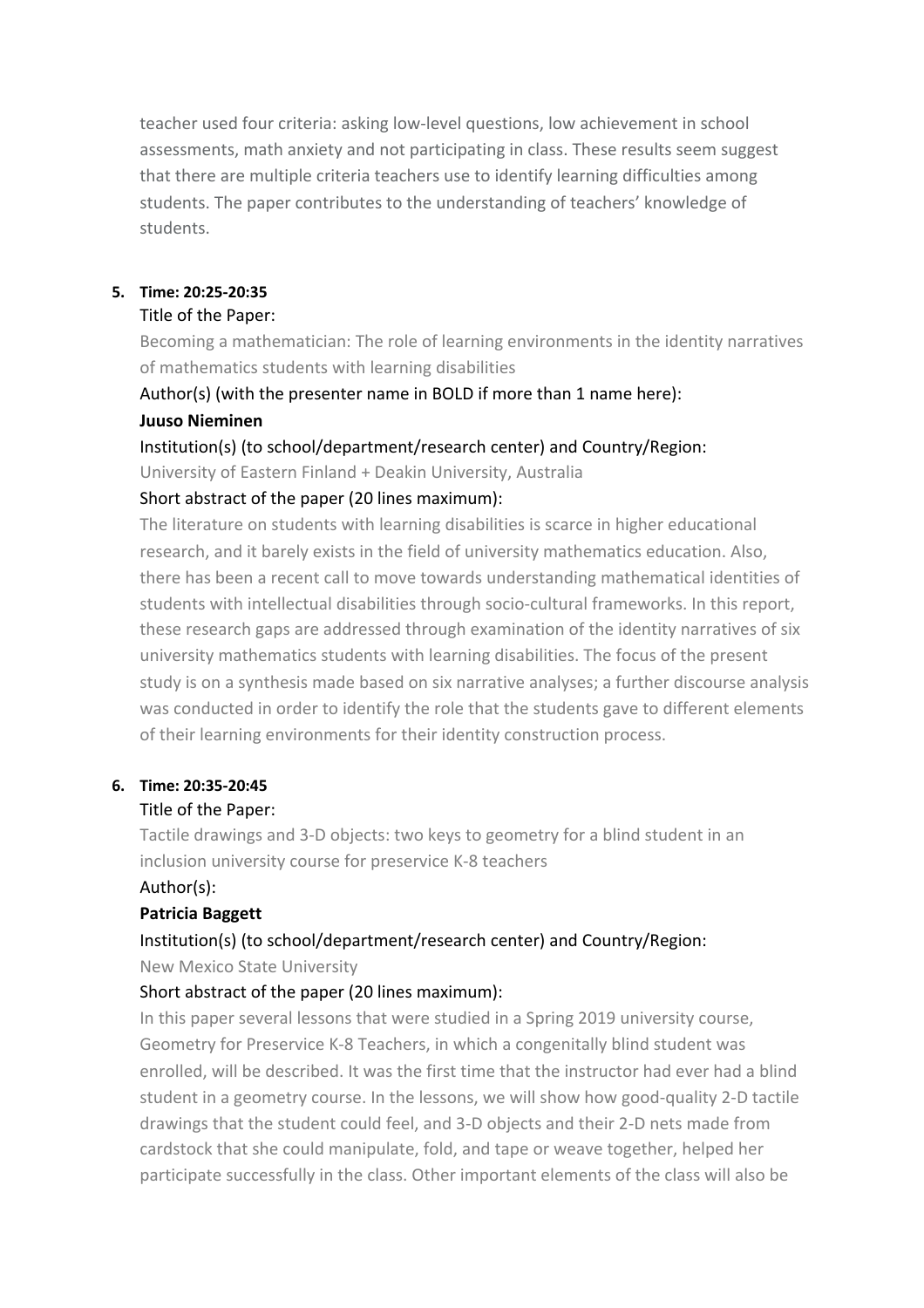teacher used four criteria: asking low-level questions, low achievement in school assessments, math anxiety and not participating in class. These results seem suggest that there are multiple criteria teachers use to identify learning difficulties among students. The paper contributes to the understanding of teachers' knowledge of students.

5. **Time: 20:25-20:35**

Title of the Paper:

Becoming a mathematician: The role of learning environments in the identity narratives of mathematics students with learning disabilities

Author(s) (with the presenter name in BOLD if more than 1 name here):

**Juuso Nieminen**

Institution(s) (to school/department/research center) and Country/Region:

University of Eastern Finland + Deakin University, Australia

Short abstract of the paper (20 lines maximum):

The literature on students with learning disabilities is scarce in higher educational research, and it barely exists in the field of university mathematics education. Also, there has been a recent call to move towards understanding mathematical identities of students with intellectual disabilities through socio-cultural frameworks. In this report, these research gaps are addressed through examination of the identity narratives of six university mathematics students with learning disabilities. The focus of the present study is on a synthesis made based on six narrative analyses; a further discourse analysis was conducted in order to identify the role that the students gave to different elements of their learning environments for their identity construction process.

6. **Time: 20:35-20:45**

Title of the Paper:

Tactile drawings and 3-D objects: two keys to geometry for a blind student in an inclusion university course for preservice K-8 teachers

Author(s):

**Patricia Baggett**

Institution(s) (to school/department/research center) and Country/Region:

New Mexico State University

Short abstract of the paper (20 lines maximum):

In this paper several lessons that were studied in a Spring 2019 university course, Geometry for Preservice K-8 Teachers, in which a congenitally blind student was enrolled, will be described. It was the first time that the instructor had ever had a blind student in a geometry course. In the lessons, we will show how good-quality 2-D tactile drawings that the student could feel, and 3-D objects and their 2-D nets made from cardstock that she could manipulate, fold, and tape or weave together, helped her participate successfully in the class. Other important elements of the class will also be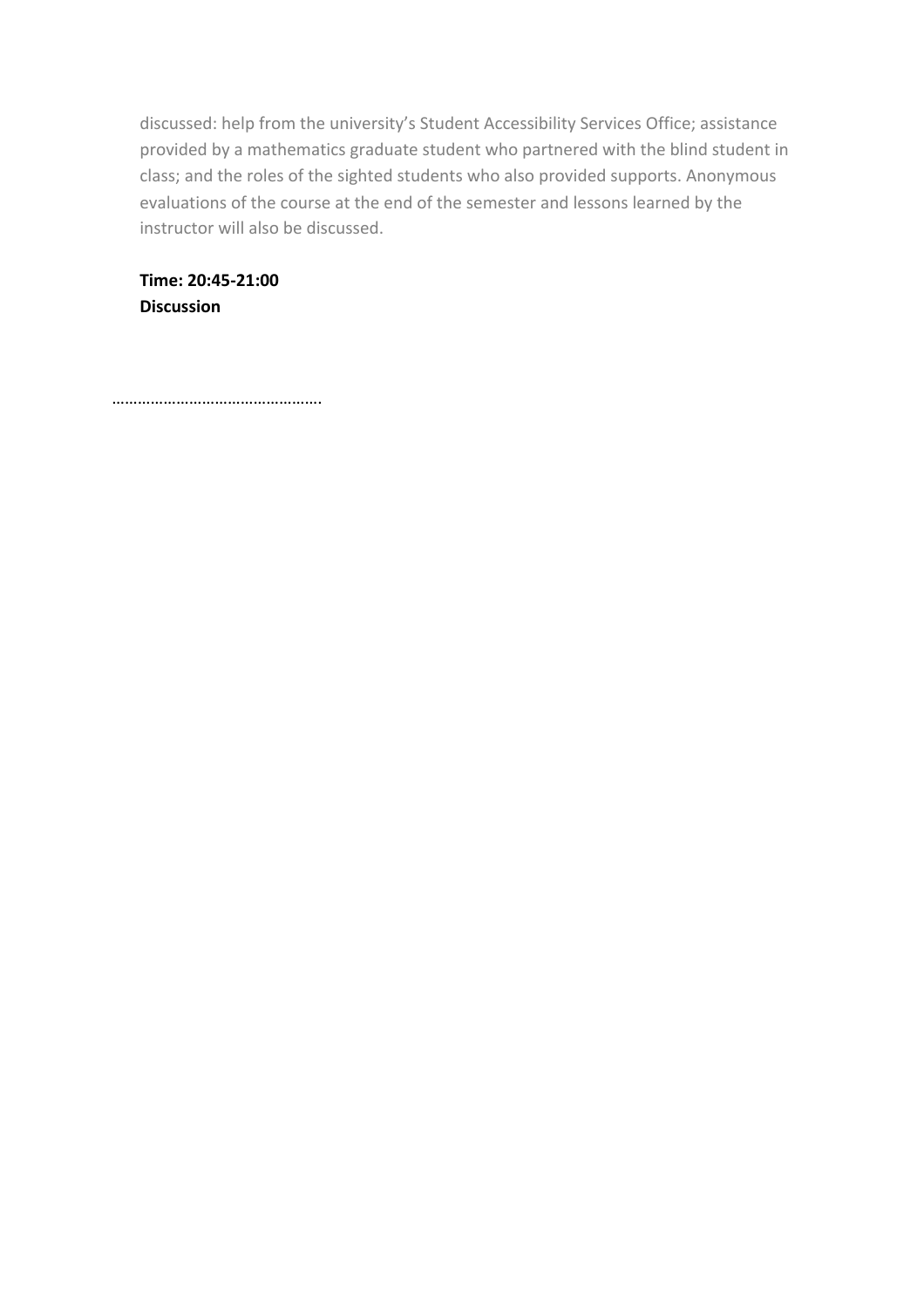discussed: help from the university's Student Accessibility Services Office; assistance provided by a mathematics graduate student who partnered with the blind student in class; and the roles of the sighted students who also provided supports. Anonymous evaluations of the course at the end of the semester and lessons learned by the instructor will also be discussed.

**Time: 20:45-21:00**
**Discussion**

………………………………………….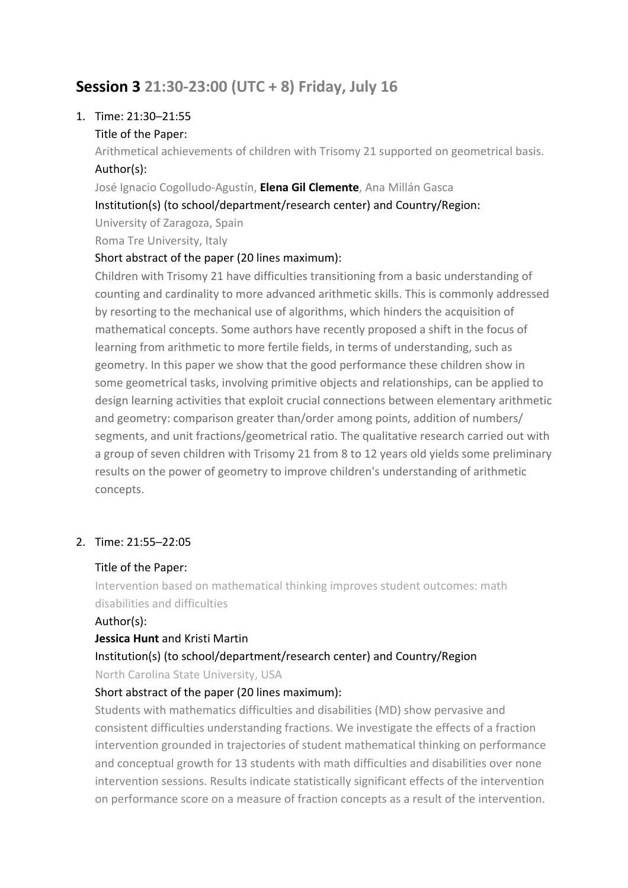## **Session 3** 21:30-23:00 (UTC + 8) Friday, July 16

1. Time: 21:30–21:55

   Title of the Paper:

   Arithmetical achievements of children with Trisomy 21 supported on geometrical basis.

   Author(s):

   José Ignacio Cogolludo-Agustín, **Elena Gil Clemente**, Ana Millán Gasca

   Institution(s) (to school/department/research center) and Country/Region:

   University of Zaragoza, Spain

   Roma Tre University, Italy

   Short abstract of the paper (20 lines maximum):

   Children with Trisomy 21 have difficulties transitioning from a basic understanding of counting and cardinality to more advanced arithmetic skills. This is commonly addressed by resorting to the mechanical use of algorithms, which hinders the acquisition of mathematical concepts. Some authors have recently proposed a shift in the focus of learning from arithmetic to more fertile fields, in terms of understanding, such as geometry. In this paper we show that the good performance these children show in some geometrical tasks, involving primitive objects and relationships, can be applied to design learning activities that exploit crucial connections between elementary arithmetic and geometry: comparison greater than/order among points, addition of numbers/ segments, and unit fractions/geometrical ratio. The qualitative research carried out with a group of seven children with Trisomy 21 from 8 to 12 years old yields some preliminary results on the power of geometry to improve children's understanding of arithmetic concepts.

2. Time: 21:55–22:05

   Title of the Paper:

   Intervention based on mathematical thinking improves student outcomes: math disabilities and difficulties

   Author(s):

   **Jessica Hunt** and Kristi Martin

   Institution(s) (to school/department/research center) and Country/Region

   North Carolina State University, USA

   Short abstract of the paper (20 lines maximum):

   Students with mathematics difficulties and disabilities (MD) show pervasive and consistent difficulties understanding fractions. We investigate the effects of a fraction intervention grounded in trajectories of student mathematical thinking on performance and conceptual growth for 13 students with math difficulties and disabilities over none intervention sessions. Results indicate statistically significant effects of the intervention on performance score on a measure of fraction concepts as a result of the intervention.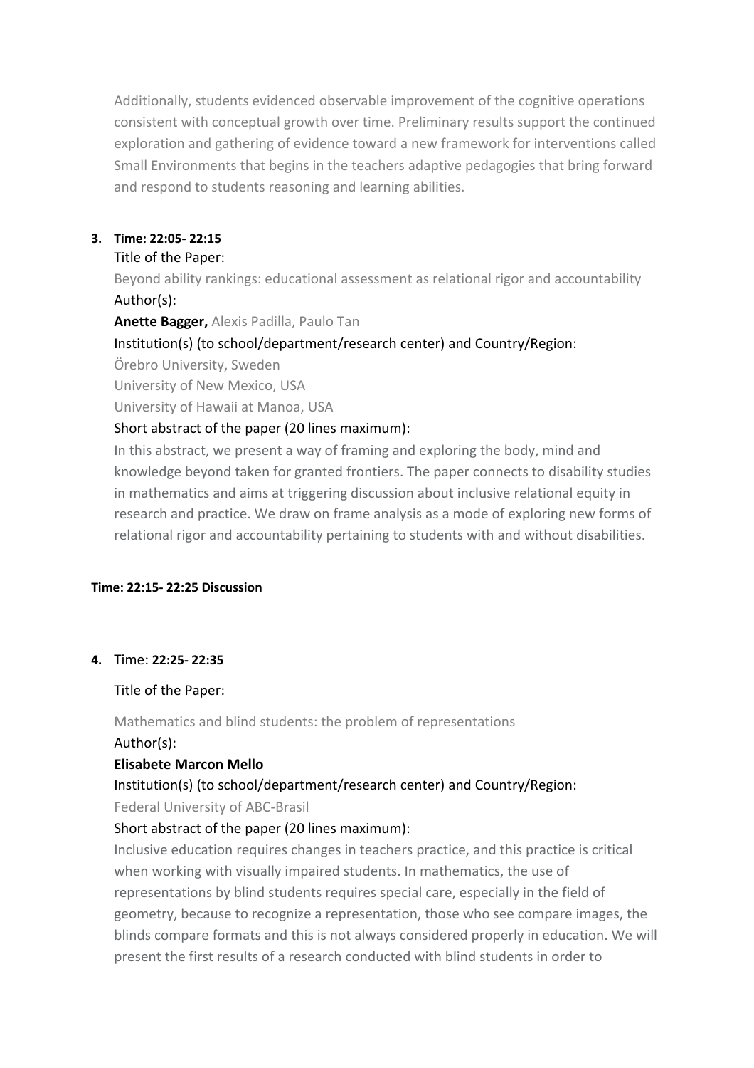Additionally, students evidenced observable improvement of the cognitive operations consistent with conceptual growth over time. Preliminary results support the continued exploration and gathering of evidence toward a new framework for interventions called Small Environments that begins in the teachers adaptive pedagogies that bring forward and respond to students reasoning and learning abilities.

3. **Time: 22:05- 22:15**

   Title of the Paper:

   Beyond ability rankings: educational assessment as relational rigor and accountability

   Author(s):

   **Anette Bagger,** Alexis Padilla, Paulo Tan

   Institution(s) (to school/department/research center) and Country/Region:

   Örebro University, Sweden

   University of New Mexico, USA

   University of Hawaii at Manoa, USA

   Short abstract of the paper (20 lines maximum):

   In this abstract, we present a way of framing and exploring the body, mind and knowledge beyond taken for granted frontiers. The paper connects to disability studies in mathematics and aims at triggering discussion about inclusive relational equity in research and practice. We draw on frame analysis as a mode of exploring new forms of relational rigor and accountability pertaining to students with and without disabilities.

**Time: 22:15- 22:25 Discussion**

4. Time: **22:25- 22:35**

   Title of the Paper:

   Mathematics and blind students: the problem of representations

   Author(s):

   **Elisabete Marcon Mello**

   Institution(s) (to school/department/research center) and Country/Region:

   Federal University of ABC-Brasil

   Short abstract of the paper (20 lines maximum):

   Inclusive education requires changes in teachers practice, and this practice is critical when working with visually impaired students. In mathematics, the use of representations by blind students requires special care, especially in the field of geometry, because to recognize a representation, those who see compare images, the blinds compare formats and this is not always considered properly in education. We will present the first results of a research conducted with blind students in order to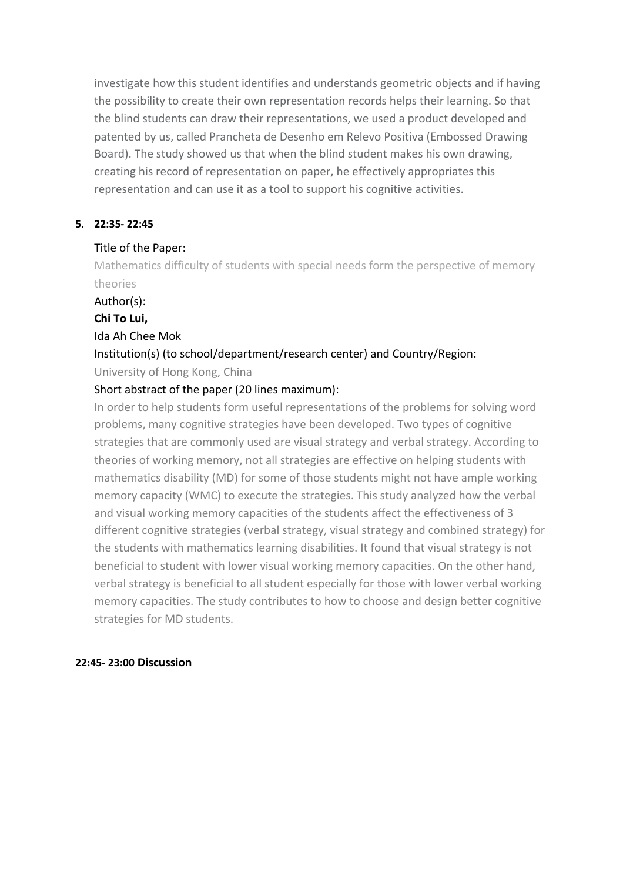investigate how this student identifies and understands geometric objects and if having the possibility to create their own representation records helps their learning. So that the blind students can draw their representations, we used a product developed and patented by us, called Prancheta de Desenho em Relevo Positiva (Embossed Drawing Board). The study showed us that when the blind student makes his own drawing, creating his record of representation on paper, he effectively appropriates this representation and can use it as a tool to support his cognitive activities.

**5. 22:35- 22:45**

Title of the Paper:

Mathematics difficulty of students with special needs form the perspective of memory theories

Author(s):

**Chi To Lui,**

Ida Ah Chee Mok

Institution(s) (to school/department/research center) and Country/Region:

University of Hong Kong, China

Short abstract of the paper (20 lines maximum):

In order to help students form useful representations of the problems for solving word problems, many cognitive strategies have been developed. Two types of cognitive strategies that are commonly used are visual strategy and verbal strategy. According to theories of working memory, not all strategies are effective on helping students with mathematics disability (MD) for some of those students might not have ample working memory capacity (WMC) to execute the strategies. This study analyzed how the verbal and visual working memory capacities of the students affect the effectiveness of 3 different cognitive strategies (verbal strategy, visual strategy and combined strategy) for the students with mathematics learning disabilities. It found that visual strategy is not beneficial to student with lower visual working memory capacities. On the other hand, verbal strategy is beneficial to all student especially for those with lower verbal working memory capacities. The study contributes to how to choose and design better cognitive strategies for MD students.

**22:45- 23:00 Discussion**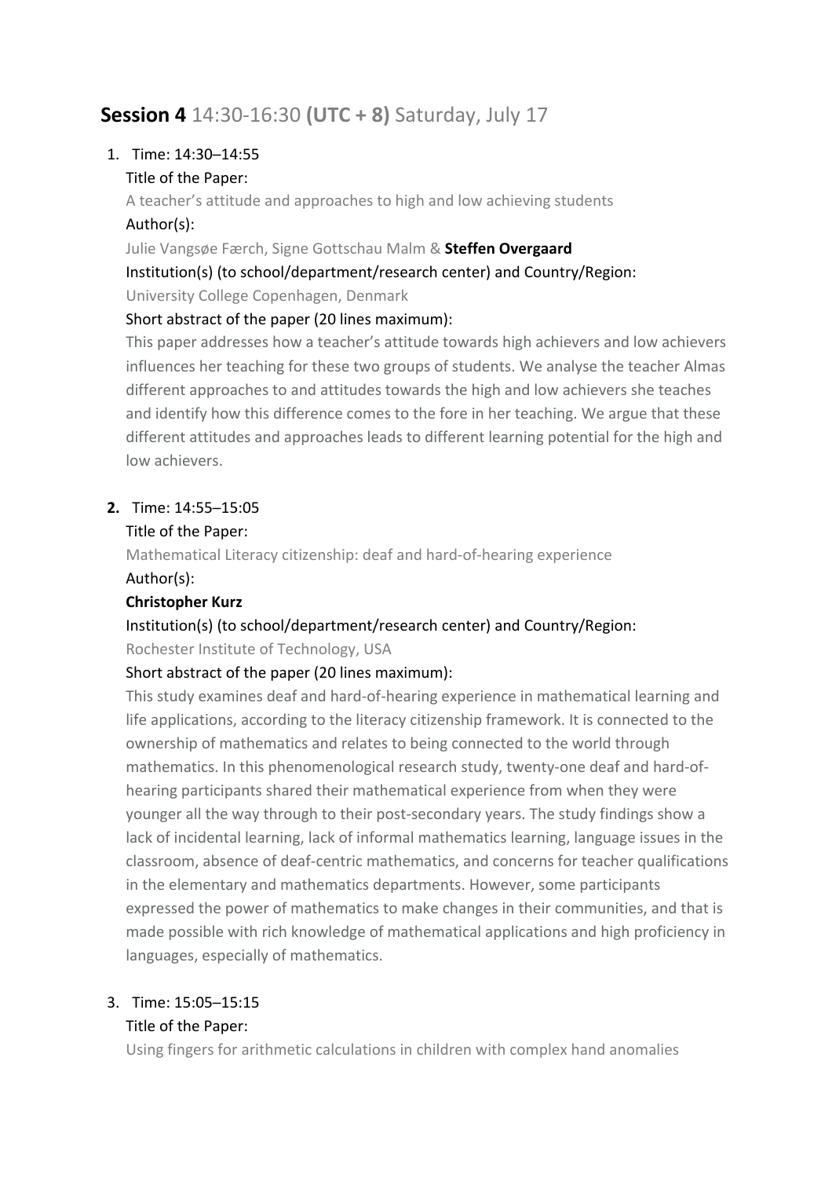## **Session 4** 14:30-16:30 **(UTC + 8)** Saturday, July 17

1. Time: 14:30–14:55

   Title of the Paper:

   A teacher's attitude and approaches to high and low achieving students

   Author(s):

   Julie Vangsøe Færch, Signe Gottschau Malm & **Steffen Overgaard**

   Institution(s) (to school/department/research center) and Country/Region:

   University College Copenhagen, Denmark

   Short abstract of the paper (20 lines maximum):

   This paper addresses how a teacher's attitude towards high achievers and low achievers influences her teaching for these two groups of students. We analyse the teacher Almas different approaches to and attitudes towards the high and low achievers she teaches and identify how this difference comes to the fore in her teaching. We argue that these different attitudes and approaches leads to different learning potential for the high and low achievers.

2. Time: 14:55–15:05

   Title of the Paper:

   Mathematical Literacy citizenship: deaf and hard-of-hearing experience

   Author(s):

   **Christopher Kurz**

   Institution(s) (to school/department/research center) and Country/Region:

   Rochester Institute of Technology, USA

   Short abstract of the paper (20 lines maximum):

   This study examines deaf and hard-of-hearing experience in mathematical learning and life applications, according to the literacy citizenship framework. It is connected to the ownership of mathematics and relates to being connected to the world through mathematics. In this phenomenological research study, twenty-one deaf and hard-of-hearing participants shared their mathematical experience from when they were younger all the way through to their post-secondary years. The study findings show a lack of incidental learning, lack of informal mathematics learning, language issues in the classroom, absence of deaf-centric mathematics, and concerns for teacher qualifications in the elementary and mathematics departments. However, some participants expressed the power of mathematics to make changes in their communities, and that is made possible with rich knowledge of mathematical applications and high proficiency in languages, especially of mathematics.

3. Time: 15:05–15:15

   Title of the Paper:

   Using fingers for arithmetic calculations in children with complex hand anomalies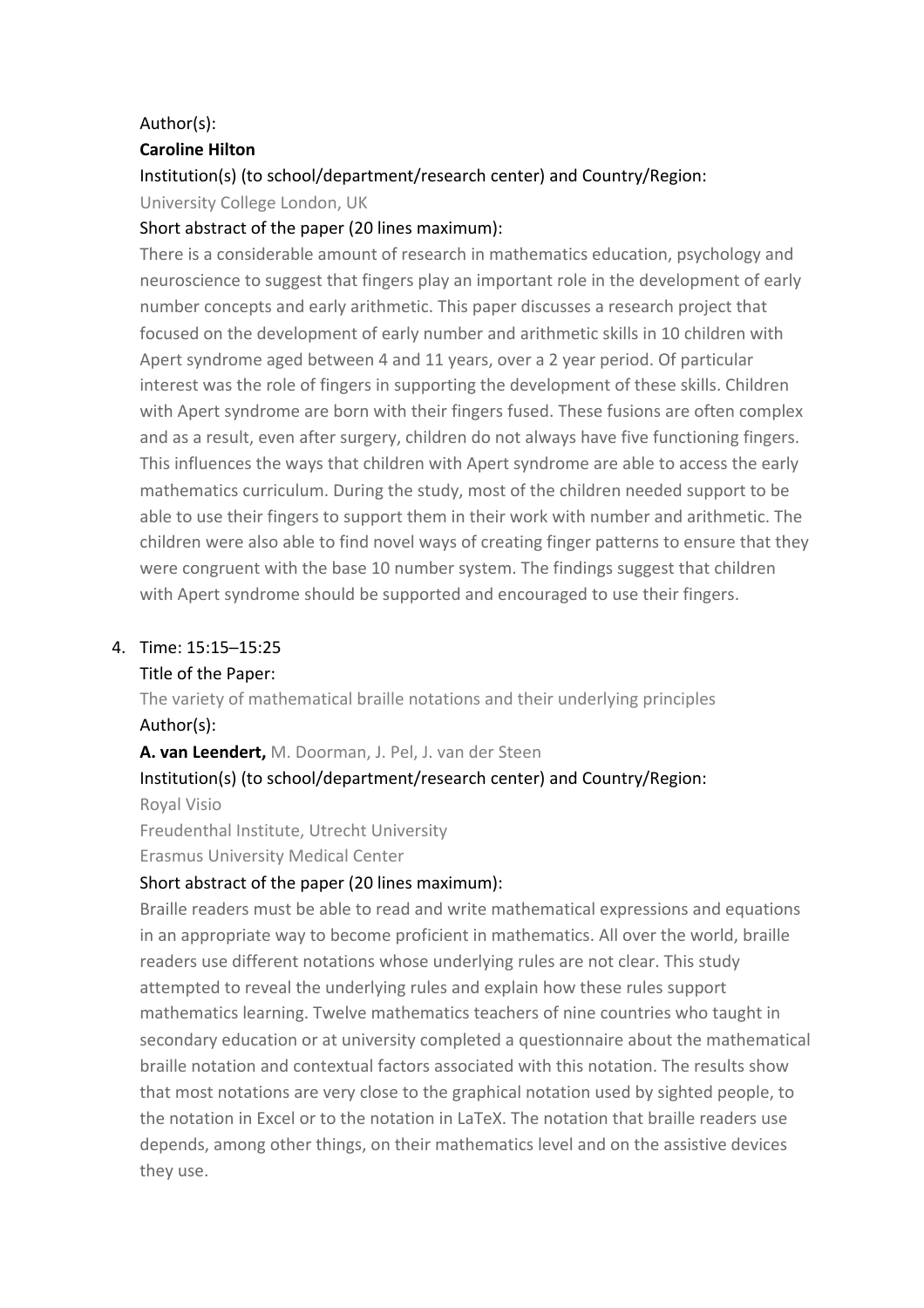Author(s):

**Caroline Hilton**

Institution(s) (to school/department/research center) and Country/Region:

University College London, UK

Short abstract of the paper (20 lines maximum):

There is a considerable amount of research in mathematics education, psychology and neuroscience to suggest that fingers play an important role in the development of early number concepts and early arithmetic. This paper discusses a research project that focused on the development of early number and arithmetic skills in 10 children with Apert syndrome aged between 4 and 11 years, over a 2 year period. Of particular interest was the role of fingers in supporting the development of these skills. Children with Apert syndrome are born with their fingers fused. These fusions are often complex and as a result, even after surgery, children do not always have five functioning fingers. This influences the ways that children with Apert syndrome are able to access the early mathematics curriculum. During the study, most of the children needed support to be able to use their fingers to support them in their work with number and arithmetic. The children were also able to find novel ways of creating finger patterns to ensure that they were congruent with the base 10 number system. The findings suggest that children with Apert syndrome should be supported and encouraged to use their fingers.

4. Time: 15:15–15:25

   Title of the Paper:

   The variety of mathematical braille notations and their underlying principles

   Author(s):

   **A. van Leendert,** M. Doorman, J. Pel, J. van der Steen

   Institution(s) (to school/department/research center) and Country/Region:

   Royal Visio

   Freudenthal Institute, Utrecht University

   Erasmus University Medical Center

   Short abstract of the paper (20 lines maximum):

   Braille readers must be able to read and write mathematical expressions and equations in an appropriate way to become proficient in mathematics. All over the world, braille readers use different notations whose underlying rules are not clear. This study attempted to reveal the underlying rules and explain how these rules support mathematics learning. Twelve mathematics teachers of nine countries who taught in secondary education or at university completed a questionnaire about the mathematical braille notation and contextual factors associated with this notation. The results show that most notations are very close to the graphical notation used by sighted people, to the notation in Excel or to the notation in LaTeX. The notation that braille readers use depends, among other things, on their mathematics level and on the assistive devices they use.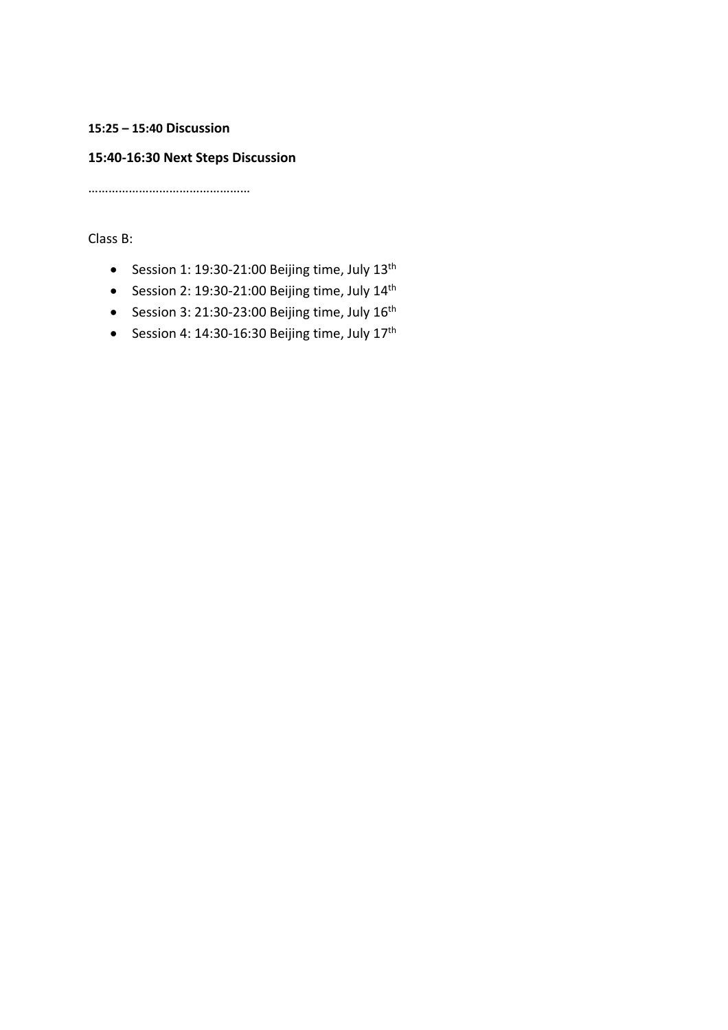**15:25 – 15:40 Discussion**

**15:40-16:30 Next Steps Discussion**

…………………………………………

Class B:

- Session 1: 19:30-21:00 Beijing time, July 13th
- Session 2: 19:30-21:00 Beijing time, July 14th
- Session 3: 21:30-23:00 Beijing time, July 16th
- Session 4: 14:30-16:30 Beijing time, July 17th